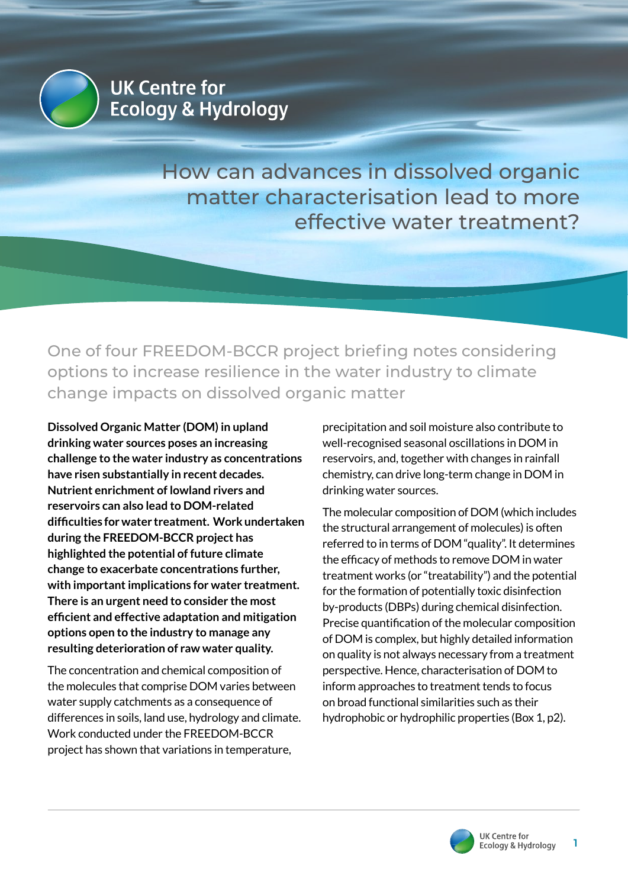UK Centre for Ecology & Hydrology

# How can advances in dissolved organic matter characterisation lead to more effective water treatment?

## One of four FREEDOM-BCCR project briefing notes considering options to increase resilience in the water industry to climate change impacts on dissolved organic matter

**Dissolved Organic Matter (DOM) in upland drinking water sources poses an increasing challenge to the water industry as concentrations have risen substantially in recent decades. Nutrient enrichment of lowland rivers and reservoirs can also lead to DOM-related difficulties for water treatment. Work undertaken during the FREEDOM-BCCR project has highlighted the potential of future climate change to exacerbate concentrations further, with important implications for water treatment. There is an urgent need to consider the most efficient and effective adaptation and mitigation options open to the industry to manage any resulting deterioration of raw water quality.**

The concentration and chemical composition of the molecules that comprise DOM varies between water supply catchments as a consequence of differences in soils, land use, hydrology and climate. Work conducted under the FREEDOM-BCCR project has shown that variations in temperature, precipitation and soil moisture also contribute to well-recognised seasonal oscillations in DOM in reservoirs, and, together with changes in rainfall chemistry, can drive long-term change in DOM in drinking water sources.

The molecular composition of DOM (which includes the structural arrangement of molecules) is often referred to in terms of DOM "quality". It determines the efficacy of methods to remove DOM in water treatment works (or "treatability") and the potential for the formation of potentially toxic disinfection by-products (DBPs) during chemical disinfection. Precise quantification of the molecular composition of DOM is complex, but highly detailed information on quality is not always necessary from a treatment perspective. Hence, characterisation of DOM to inform approaches to treatment tends to focus on broad functional similarities such as their hydrophobic or hydrophilic properties (Box 1, p2).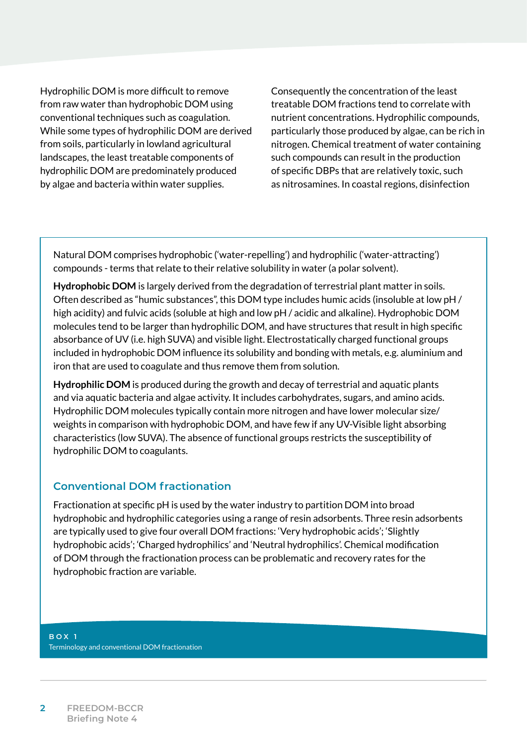Hydrophilic DOM is more difficult to remove from raw water than hydrophobic DOM using conventional techniques such as coagulation. While some types of hydrophilic DOM are derived from soils, particularly in lowland agricultural landscapes, the least treatable components of hydrophilic DOM are predominately produced by algae and bacteria within water supplies. Consequently the concentration of the least treatable DOM fractions tend to correlate with nutrient concentrations. Hydrophilic compounds, particularly those produced by algae, can be rich in nitrogen. Chemical treatment of water containing such compounds can result in the production of specific DBPs that are relatively toxic, such as nitrosamines. In coastal regions, disinfection

---

Natural DOM comprises hydrophobic ('water-repelling') and hydrophilic ('water-attracting') compounds - terms that relate to their relative solubility in water (a polar solvent).

**Hydrophobic DOM** is largely derived from the degradation of terrestrial plant matter in soils. Often described as "humic substances", this DOM type includes humic acids (insoluble at low pH / high acidity) and fulvic acids (soluble at high and low pH / acidic and alkaline). Hydrophobic DOM molecules tend to be larger than hydrophilic DOM, and have structures that result in high specific absorbance of UV (i.e. high SUVA) and visible light. Electrostatically charged functional groups included in hydrophobic DOM influence its solubility and bonding with metals, e.g. aluminium and iron that are used to coagulate and thus remove them from solution.

**Hydrophilic DOM** is produced during the growth and decay of terrestrial and aquatic plants and via aquatic bacteria and algae activity. It includes carbohydrates, sugars, and amino acids. Hydrophilic DOM molecules typically contain more nitrogen and have lower molecular size/ weights in comparison with hydrophobic DOM, and have few if any UV-Visible light absorbing characteristics (low SUVA). The absence of functional groups restricts the susceptibility of hydrophilic DOM to coagulants.

### Conventional DOM fractionation

Fractionation at specific pH is used by the water industry to partition DOM into broad hydrophobic and hydrophilic categories using a range of resin adsorbents. Three resin adsorbents are typically used to give four overall DOM fractions: 'Very hydrophobic acids'; 'Slightly hydrophobic acids'; 'Charged hydrophilics' and 'Neutral hydrophilics'. Chemical modification of DOM through the fractionation process can be problematic and recovery rates for the hydrophobic fraction are variable.

**BOX 1**
Terminology and conventional DOM fractionation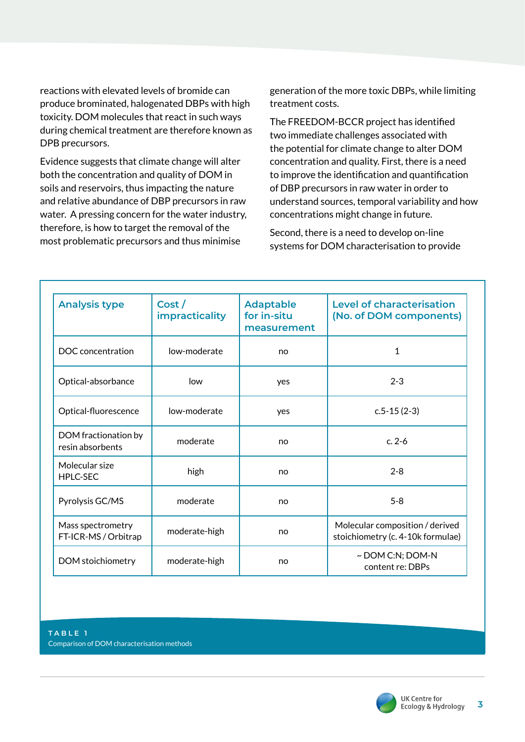reactions with elevated levels of bromide can produce brominated, halogenated DBPs with high toxicity. DOM molecules that react in such ways during chemical treatment are therefore known as DPB precursors.

Evidence suggests that climate change will alter both the concentration and quality of DOM in soils and reservoirs, thus impacting the nature and relative abundance of DBP precursors in raw water. A pressing concern for the water industry, therefore, is how to target the removal of the most problematic precursors and thus minimise generation of the more toxic DBPs, while limiting treatment costs.

The FREEDOM-BCCR project has identified two immediate challenges associated with the potential for climate change to alter DOM concentration and quality. First, there is a need to improve the identification and quantification of DBP precursors in raw water in order to understand sources, temporal variability and how concentrations might change in future.

Second, there is a need to develop on-line systems for DOM characterisation to provide

| Analysis type | Cost / impracticality | Adaptable for in-situ measurement | Level of characterisation (No. of DOM components) |
|---|---|---|---|
| DOC concentration | low-moderate | no | 1 |
| Optical-absorbance | low | yes | 2-3 |
| Optical-fluorescence | low-moderate | yes | c.5-15 (2-3) |
| DOM fractionation by resin absorbents | moderate | no | c. 2-6 |
| Molecular size HPLC-SEC | high | no | 2-8 |
| Pyrolysis GC/MS | moderate | no | 5-8 |
| Mass spectrometry FT-ICR-MS / Orbitrap | moderate-high | no | Molecular composition / derived stoichiometry (c. 4-10k formulae) |
| DOM stoichiometry | moderate-high | no | ~ DOM C:N; DOM-N content re: DBPs |

TABLE 1
Comparison of DOM characterisation methods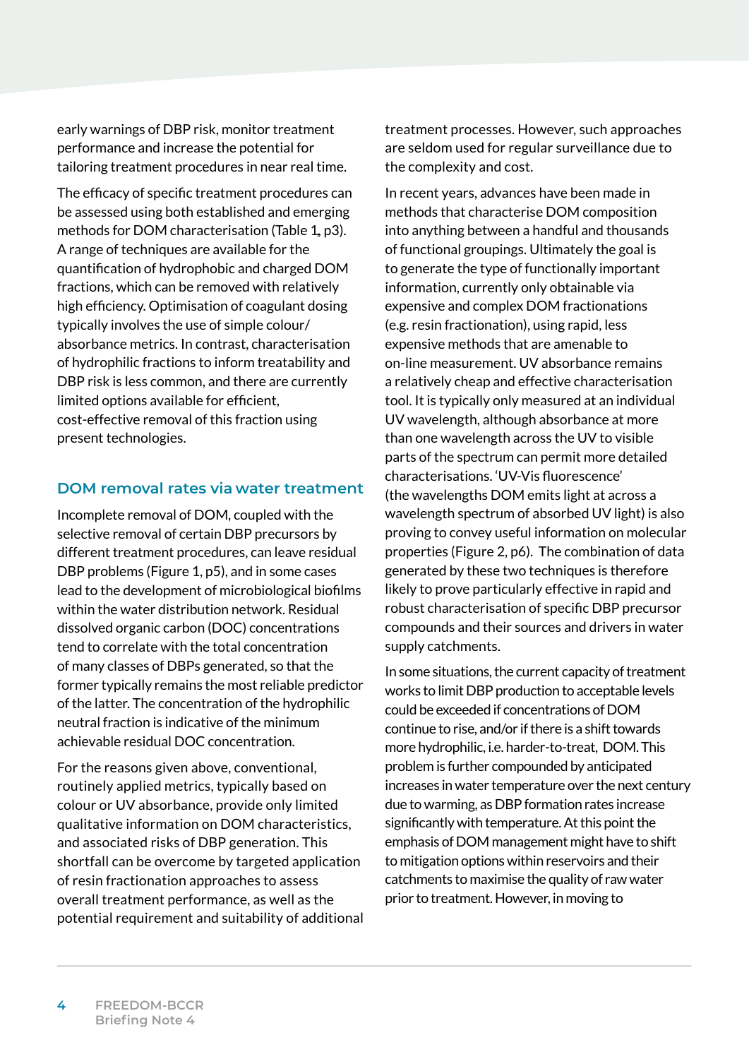early warnings of DBP risk, monitor treatment performance and increase the potential for tailoring treatment procedures in near real time.

The efficacy of specific treatment procedures can be assessed using both established and emerging methods for DOM characterisation (Table 1, p3). A range of techniques are available for the quantification of hydrophobic and charged DOM fractions, which can be removed with relatively high efficiency. Optimisation of coagulant dosing typically involves the use of simple colour/absorbance metrics. In contrast, characterisation of hydrophilic fractions to inform treatability and DBP risk is less common, and there are currently limited options available for efficient, cost-effective removal of this fraction using present technologies.

## DOM removal rates via water treatment

Incomplete removal of DOM, coupled with the selective removal of certain DBP precursors by different treatment procedures, can leave residual DBP problems (Figure 1, p5), and in some cases lead to the development of microbiological biofilms within the water distribution network. Residual dissolved organic carbon (DOC) concentrations tend to correlate with the total concentration of many classes of DBPs generated, so that the former typically remains the most reliable predictor of the latter. The concentration of the hydrophilic neutral fraction is indicative of the minimum achievable residual DOC concentration.

For the reasons given above, conventional, routinely applied metrics, typically based on colour or UV absorbance, provide only limited qualitative information on DOM characteristics, and associated risks of DBP generation. This shortfall can be overcome by targeted application of resin fractionation approaches to assess overall treatment performance, as well as the potential requirement and suitability of additional treatment processes. However, such approaches are seldom used for regular surveillance due to the complexity and cost.

In recent years, advances have been made in methods that characterise DOM composition into anything between a handful and thousands of functional groupings. Ultimately the goal is to generate the type of functionally important information, currently only obtainable via expensive and complex DOM fractionations (e.g. resin fractionation), using rapid, less expensive methods that are amenable to on-line measurement. UV absorbance remains a relatively cheap and effective characterisation tool. It is typically only measured at an individual UV wavelength, although absorbance at more than one wavelength across the UV to visible parts of the spectrum can permit more detailed characterisations. 'UV-Vis fluorescence' (the wavelengths DOM emits light at across a wavelength spectrum of absorbed UV light) is also proving to convey useful information on molecular properties (Figure 2, p6). The combination of data generated by these two techniques is therefore likely to prove particularly effective in rapid and robust characterisation of specific DBP precursor compounds and their sources and drivers in water supply catchments.

In some situations, the current capacity of treatment works to limit DBP production to acceptable levels could be exceeded if concentrations of DOM continue to rise, and/or if there is a shift towards more hydrophilic, i.e. harder-to-treat, DOM. This problem is further compounded by anticipated increases in water temperature over the next century due to warming, as DBP formation rates increase significantly with temperature. At this point the emphasis of DOM management might have to shift to mitigation options within reservoirs and their catchments to maximise the quality of raw water prior to treatment. However, in moving to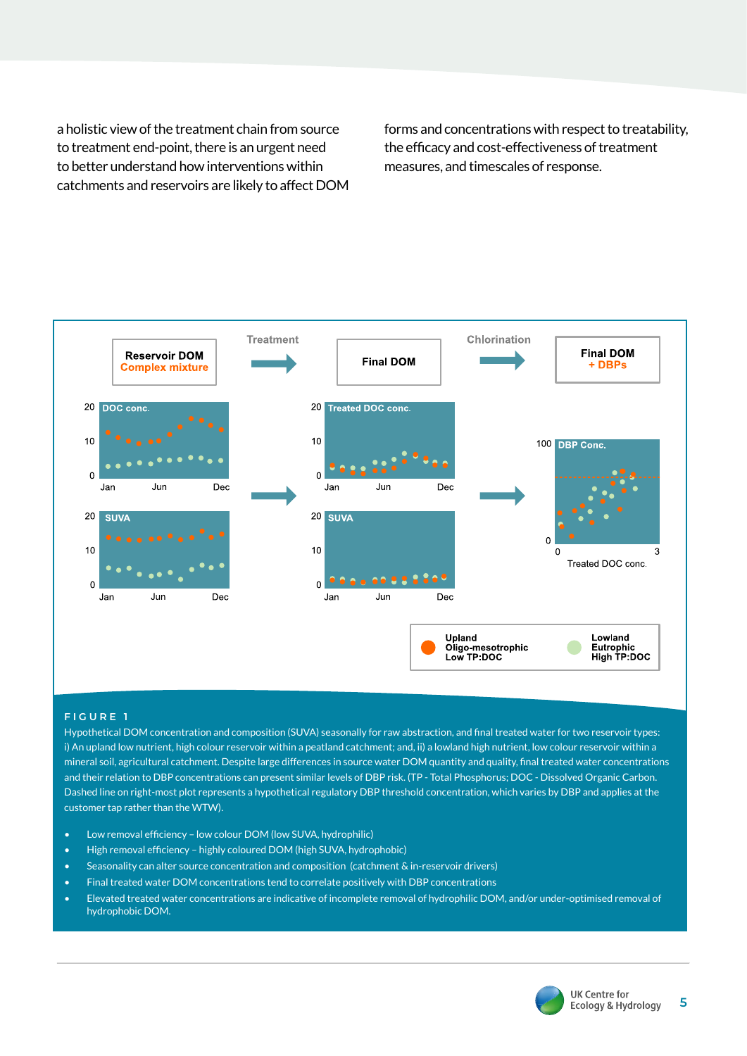a holistic view of the treatment chain from source to treatment end-point, there is an urgent need to better understand how interventions within catchments and reservoirs are likely to affect DOM forms and concentrations with respect to treatability, the efficacy and cost-effectiveness of treatment measures, and timescales of response.

Reservoir DOM
Complex mixture

Treatment

Final DOM

Chlorination

Final DOM
+ DBPs

Upland
Oligo-mesotrophic
Low TP:DOC

Lowland
Eutrophic
High TP:DOC

**FIGURE 1**

Hypothetical DOM concentration and composition (SUVA) seasonally for raw abstraction, and final treated water for two reservoir types: i) An upland low nutrient, high colour reservoir within a peatland catchment; and, ii) a lowland high nutrient, low colour reservoir within a mineral soil, agricultural catchment. Despite large differences in source water DOM quantity and quality, final treated water concentrations and their relation to DBP concentrations can present similar levels of DBP risk. (TP - Total Phosphorus; DOC - Dissolved Organic Carbon. Dashed line on right-most plot represents a hypothetical regulatory DBP threshold concentration, which varies by DBP and applies at the customer tap rather than the WTW).

- Low removal efficiency – low colour DOM (low SUVA, hydrophilic)
- High removal efficiency – highly coloured DOM (high SUVA, hydrophobic)
- Seasonality can alter source concentration and composition (catchment & in-reservoir drivers)
- Final treated water DOM concentrations tend to correlate positively with DBP concentrations
- Elevated treated water concentrations are indicative of incomplete removal of hydrophilic DOM, and/or under-optimised removal of hydrophobic DOM.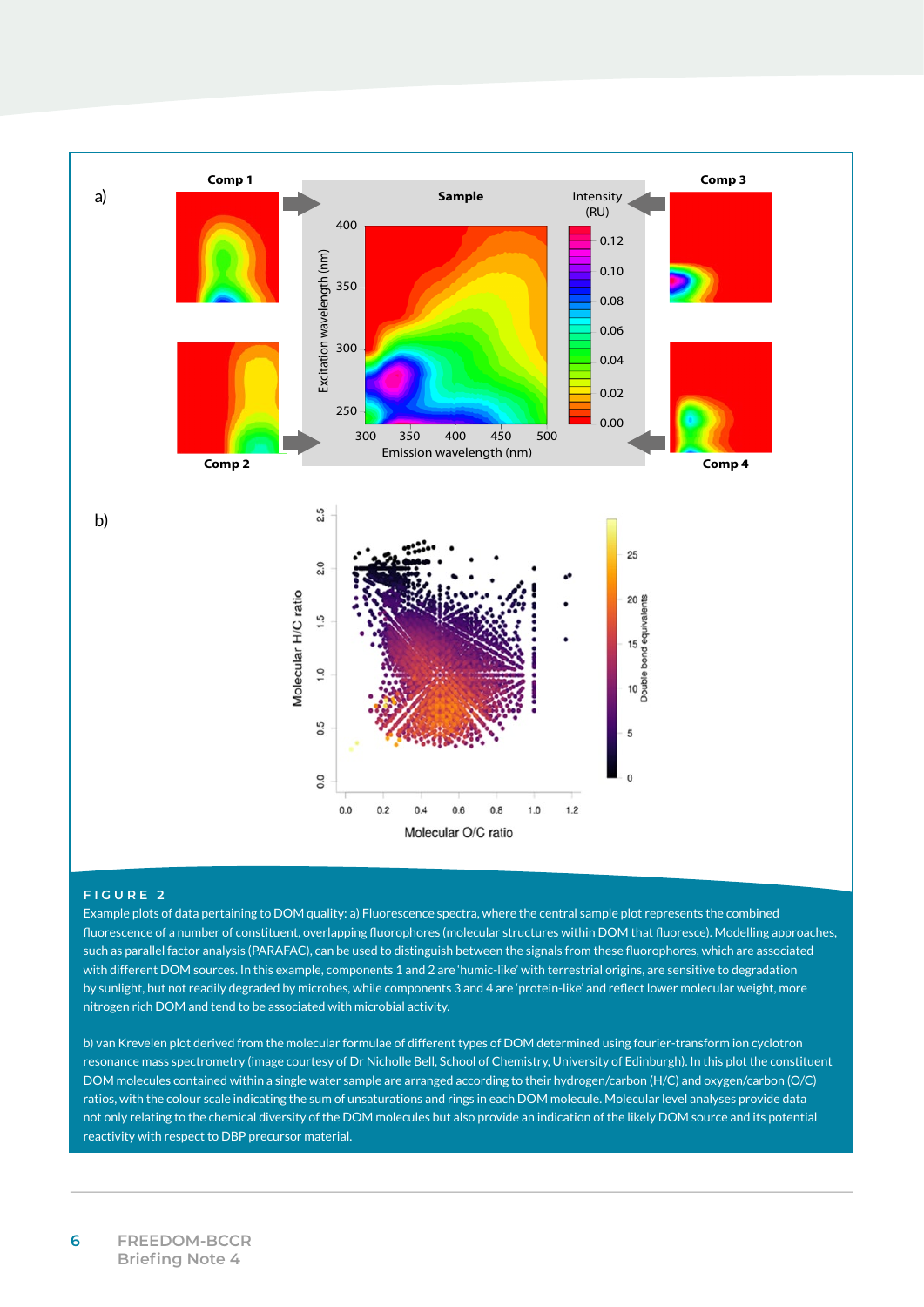**FIGURE 2**

Example plots of data pertaining to DOM quality: a) Fluorescence spectra, where the central sample plot represents the combined fluorescence of a number of constituent, overlapping fluorophores (molecular structures within DOM that fluoresce). Modelling approaches, such as parallel factor analysis (PARAFAC), can be used to distinguish between the signals from these fluorophores, which are associated with different DOM sources. In this example, components 1 and 2 are 'humic-like' with terrestrial origins, are sensitive to degradation by sunlight, but not readily degraded by microbes, while components 3 and 4 are 'protein-like' and reflect lower molecular weight, more nitrogen rich DOM and tend to be associated with microbial activity.

b) van Krevelen plot derived from the molecular formulae of different types of DOM determined using fourier-transform ion cyclotron resonance mass spectrometry (image courtesy of Dr Nicholle Bell, School of Chemistry, University of Edinburgh). In this plot the constituent DOM molecules contained within a single water sample are arranged according to their hydrogen/carbon (H/C) and oxygen/carbon (O/C) ratios, with the colour scale indicating the sum of unsaturations and rings in each DOM molecule. Molecular level analyses provide data not only relating to the chemical diversity of the DOM molecules but also provide an indication of the likely DOM source and its potential reactivity with respect to DBP precursor material.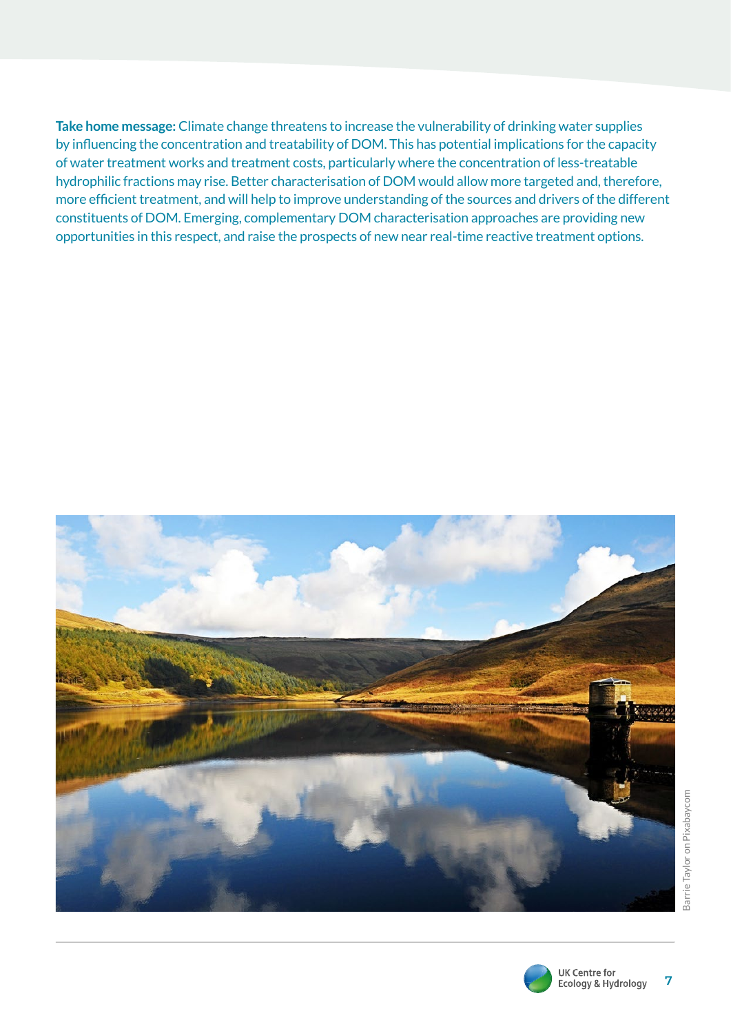**Take home message:** Climate change threatens to increase the vulnerability of drinking water supplies by influencing the concentration and treatability of DOM. This has potential implications for the capacity of water treatment works and treatment costs, particularly where the concentration of less-treatable hydrophilic fractions may rise. Better characterisation of DOM would allow more targeted and, therefore, more efficient treatment, and will help to improve understanding of the sources and drivers of the different constituents of DOM. Emerging, complementary DOM characterisation approaches are providing new opportunities in this respect, and raise the prospects of new near real-time reactive treatment options.

Barrie Taylor on Pixabay.com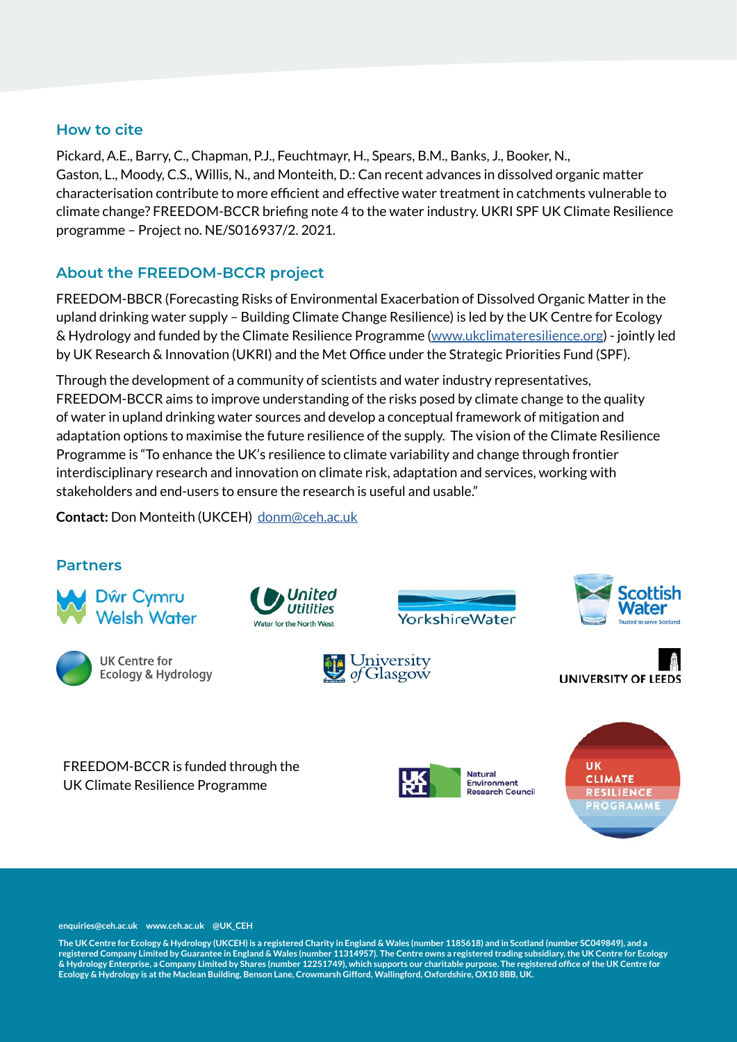## How to cite

Pickard, A.E., Barry, C., Chapman, P.J., Feuchtmayr, H., Spears, B.M., Banks, J., Booker, N., Gaston, L., Moody, C.S., Willis, N., and Monteith, D.: Can recent advances in dissolved organic matter characterisation contribute to more efficient and effective water treatment in catchments vulnerable to climate change? FREEDOM-BCCR briefing note 4 to the water industry. UKRI SPF UK Climate Resilience programme – Project no. NE/S016937/2. 2021.

## About the FREEDOM-BCCR project

FREEDOM-BBCR (Forecasting Risks of Environmental Exacerbation of Dissolved Organic Matter in the upland drinking water supply – Building Climate Change Resilience) is led by the UK Centre for Ecology & Hydrology and funded by the Climate Resilience Programme (www.ukclimateresilience.org) - jointly led by UK Research & Innovation (UKRI) and the Met Office under the Strategic Priorities Fund (SPF).

Through the development of a community of scientists and water industry representatives, FREEDOM-BCCR aims to improve understanding of the risks posed by climate change to the quality of water in upland drinking water sources and develop a conceptual framework of mitigation and adaptation options to maximise the future resilience of the supply. The vision of the Climate Resilience Programme is "To enhance the UK's resilience to climate variability and change through frontier interdisciplinary research and innovation on climate risk, adaptation and services, working with stakeholders and end-users to ensure the research is useful and usable."

**Contact:** Don Monteith (UKCEH) donm@ceh.ac.uk

## Partners

Dŵr Cymru Welsh Water

United Utilities – Water for the North West

YorkshireWater

Scottish Water – Trusted to serve Scotland

UK Centre for Ecology & Hydrology

University of Glasgow

UNIVERSITY OF LEEDS

FREEDOM-BCCR is funded through the UK Climate Resilience Programme

UKRI Natural Environment Research Council

UK CLIMATE RESILIENCE PROGRAMME

enquiries@ceh.ac.uk www.ceh.ac.uk @UK_CEH

The UK Centre for Ecology & Hydrology (UKCEH) is a registered Charity in England & Wales (number 1185618) and in Scotland (number SC049849), and a registered Company Limited by Guarantee in England & Wales (number 11314957). The Centre owns a registered trading subsidiary, the UK Centre for Ecology & Hydrology Enterprise, a Company Limited by Shares (number 12251749), which supports our charitable purpose. The registered office of the UK Centre for Ecology & Hydrology is at the Maclean Building, Benson Lane, Crowmarsh Gifford, Wallingford, Oxfordshire, OX10 8BB, UK.